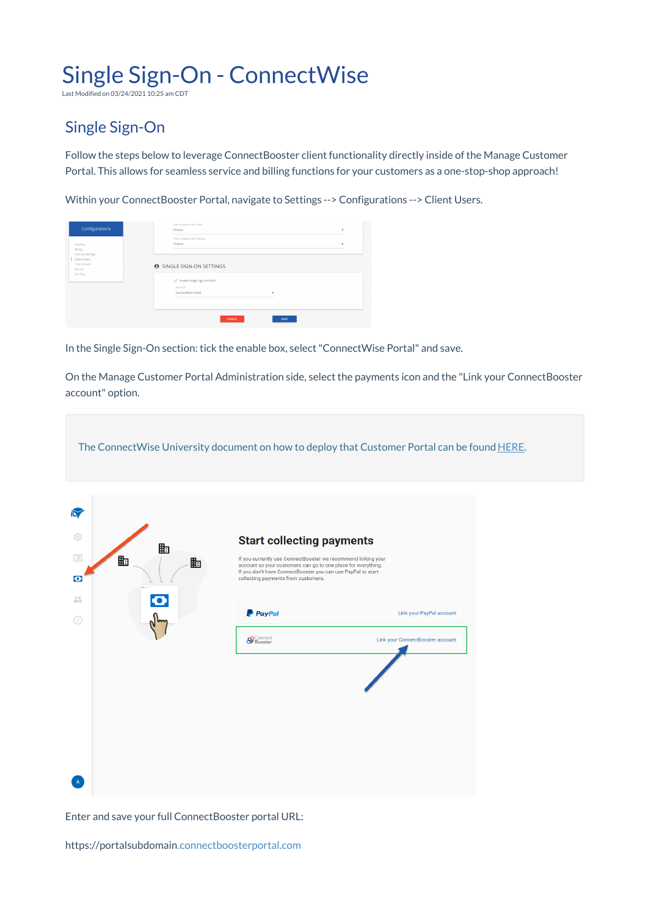# Single Sign-On - ConnectWise

Last Modified on 03/24/2021 10:25 am CDT

## Single Sign-On

Follow the steps below to leverage ConnectBooster client functionality directly inside of the Manage Customer Portal. This allows for seamless service and billing functions for your customers as a one-stop-shop approach!

Within your ConnectBooster Portal, navigate to Settings --> Configurations --> Client Users.

In the Single Sign-On section: tick the enable box, select "ConnectWise Portal" and save.

On the Manage Customer Portal Administration side, select the payments icon and the "Link your ConnectBooster account" option.

> The ConnectWise University document on how to deploy that Customer Portal can be found HERE.

Enter and save your full ConnectBooster portal URL:

https://portalsubdomain.connectboosterportal.com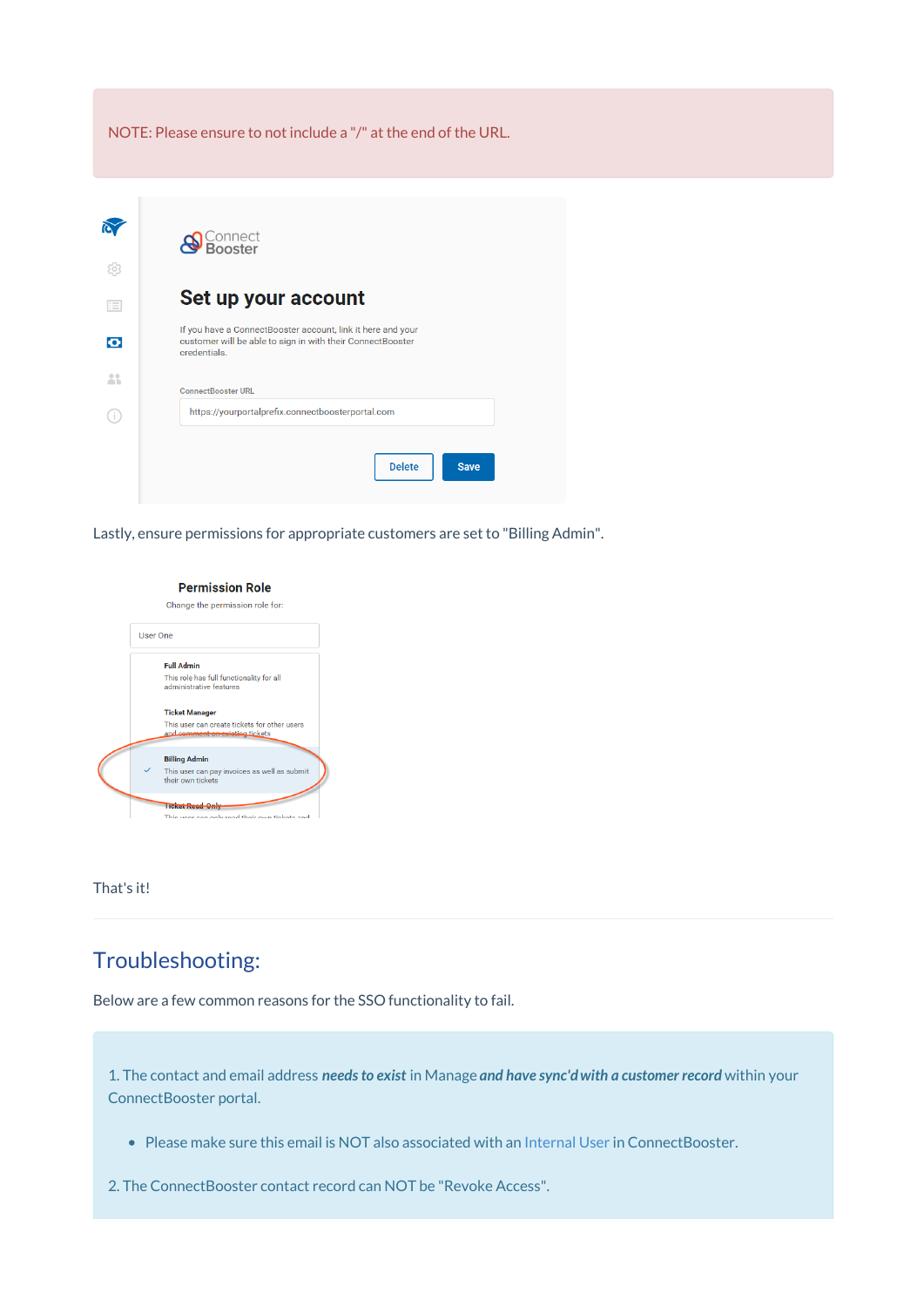NOTE: Please ensure to not include a "/" at the end of the URL.

Lastly, ensure permissions for appropriate customers are set to "Billing Admin".

That's it!

---

## Troubleshooting:

Below are a few common reasons for the SSO functionality to fail.

1. The contact and email address ***needs to exist*** in Manage ***and have sync'd with a customer record*** within your ConnectBooster portal.

- Please make sure this email is NOT also associated with an Internal User in ConnectBooster.

2. The ConnectBooster contact record can NOT be "Revoke Access".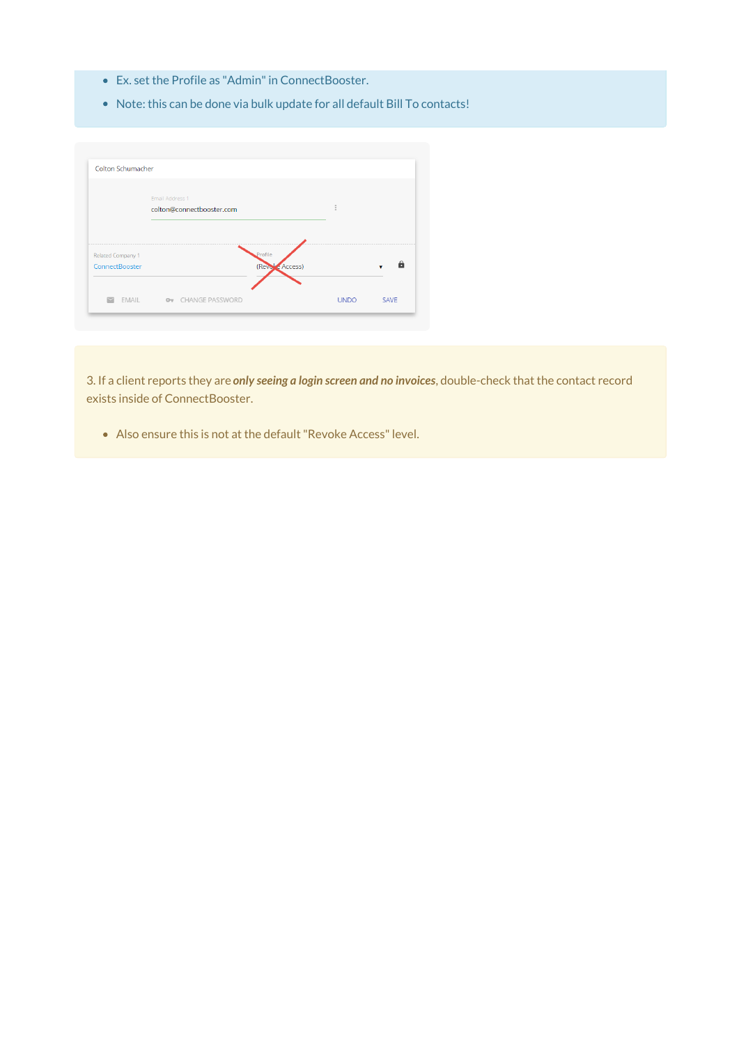- Ex. set the Profile as "Admin" in ConnectBooster.
- Note: this can be done via bulk update for all default Bill To contacts!

3. If a client reports they are ***only seeing a login screen and no invoices***, double-check that the contact record exists inside of ConnectBooster.

- Also ensure this is not at the default "Revoke Access" level.